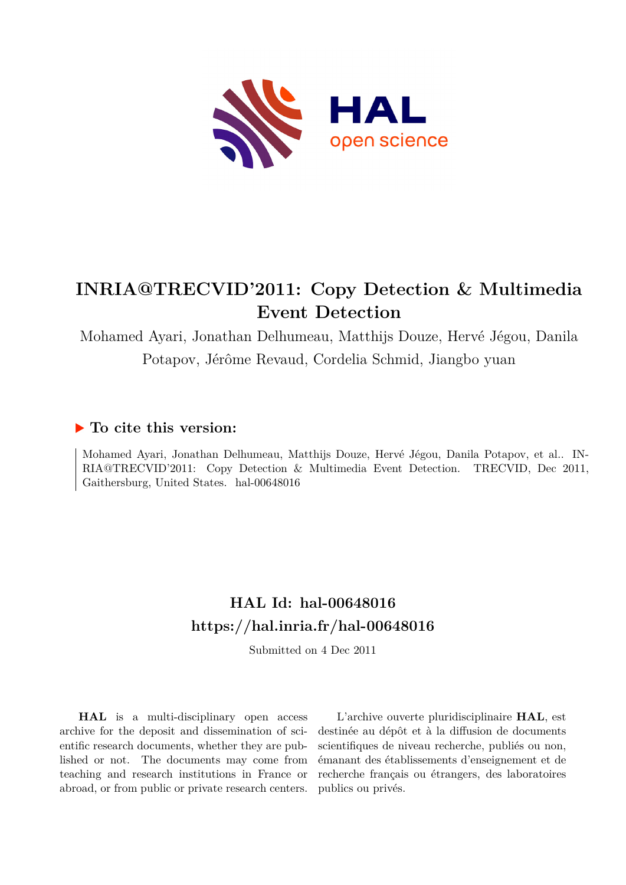# INRIA@TRECVID'2011: Copy Detection & Multimedia Event Detection

Mohamed Ayari, Jonathan Delhumeau, Matthijs Douze, Hervé Jégou, Danila Potapov, Jérôme Revaud, Cordelia Schmid, Jiangbo yuan

## ▶ To cite this version:

Mohamed Ayari, Jonathan Delhumeau, Matthijs Douze, Hervé Jégou, Danila Potapov, et al.. INRIA@TRECVID'2011: Copy Detection & Multimedia Event Detection. TRECVID, Dec 2011, Gaithersburg, United States. hal-00648016

## HAL Id: hal-00648016
## https://hal.inria.fr/hal-00648016

Submitted on 4 Dec 2011

**HAL** is a multi-disciplinary open access archive for the deposit and dissemination of scientific research documents, whether they are published or not. The documents may come from teaching and research institutions in France or abroad, or from public or private research centers.

L'archive ouverte pluridisciplinaire **HAL**, est destinée au dépôt et à la diffusion de documents scientifiques de niveau recherche, publiés ou non, émanant des établissements d'enseignement et de recherche français ou étrangers, des laboratoires publics ou privés.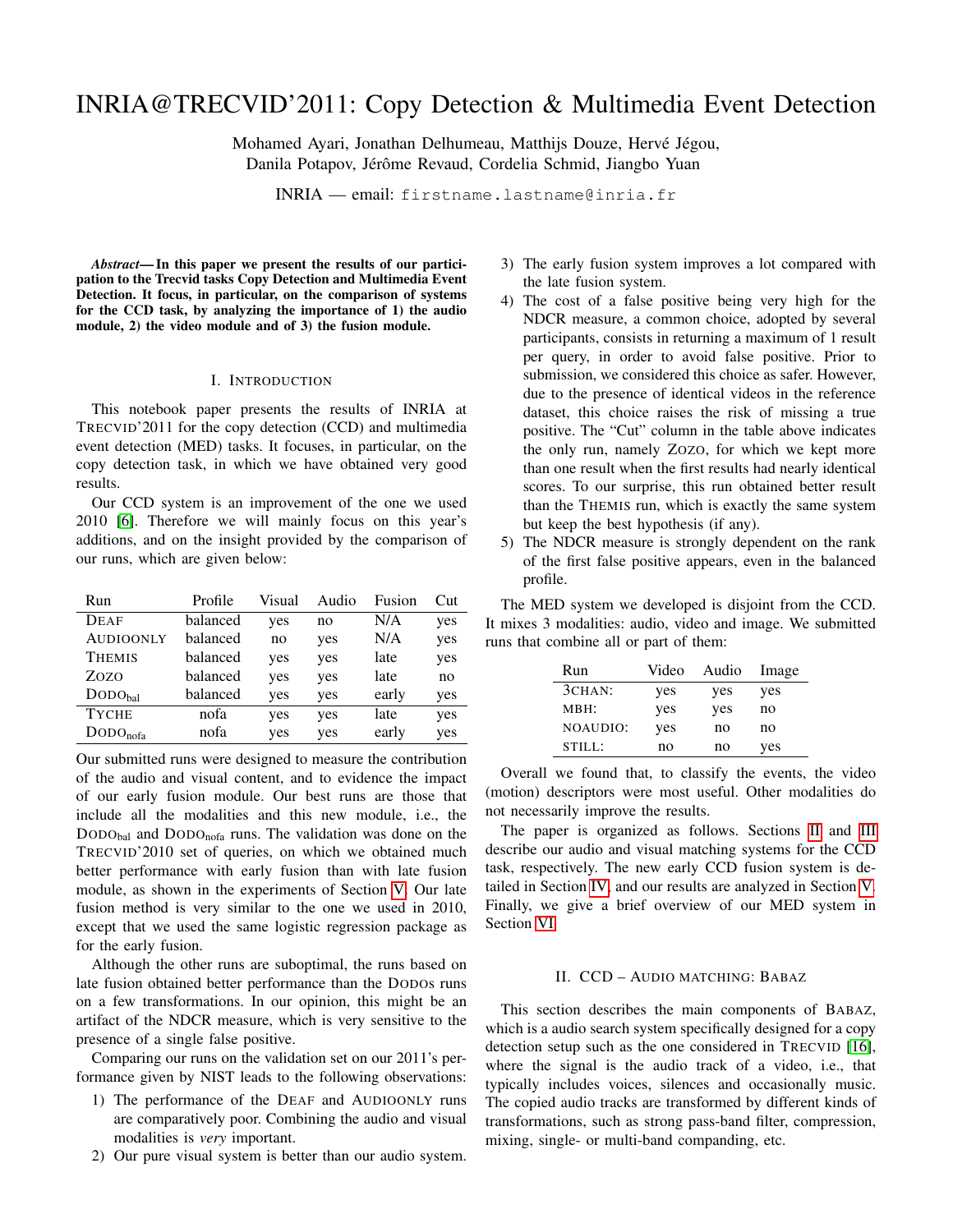# INRIA@TRECVID'2011: Copy Detection & Multimedia Event Detection

Mohamed Ayari, Jonathan Delhumeau, Matthijs Douze, Hervé Jégou, Danila Potapov, Jérôme Revaud, Cordelia Schmid, Jiangbo Yuan

INRIA — email: `firstname.lastname@inria.fr`

***Abstract*— In this paper we present the results of our participation to the Trecvid tasks Copy Detection and Multimedia Event Detection. It focus, in particular, on the comparison of systems for the CCD task, by analyzing the importance of 1) the audio module, 2) the video module and of 3) the fusion module.**

## I. Introduction

This notebook paper presents the results of INRIA at TRECVID'2011 for the copy detection (CCD) and multimedia event detection (MED) tasks. It focuses, in particular, on the copy detection task, in which we have obtained very good results.

Our CCD system is an improvement of the one we used 2010 [6]. Therefore we will mainly focus on this year's additions, and on the insight provided by the comparison of our runs, which are given below:

| Run | Profile | Visual | Audio | Fusion | Cut |
|---|---|---|---|---|---|
| DEAF | balanced | yes | no | N/A | yes |
| AUDIOONLY | balanced | no | yes | N/A | yes |
| THEMIS | balanced | yes | yes | late | yes |
| ZOZO | balanced | yes | yes | late | no |
| $\text{DODO}_{\text{bal}}$ | balanced | yes | yes | early | yes |
| TYCHE | nofa | yes | yes | late | yes |
| $\text{DODO}_{\text{nofa}}$ | nofa | yes | yes | early | yes |

Our submitted runs were designed to measure the contribution of the audio and visual content, and to evidence the impact of our early fusion module. Our best runs are those that include all the modalities and this new module, i.e., the $\text{DODO}_{\text{bal}}$ and $\text{DODO}_{\text{nofa}}$ runs. The validation was done on the TRECVID'2010 set of queries, on which we obtained much better performance with early fusion than with late fusion module, as shown in the experiments of Section V. Our late fusion method is very similar to the one we used in 2010, except that we used the same logistic regression package as for the early fusion.

Although the other runs are suboptimal, the runs based on late fusion obtained better performance than the DODOs runs on a few transformations. In our opinion, this might be an artifact of the NDCR measure, which is very sensitive to the presence of a single false positive.

Comparing our runs on the validation set on our 2011's performance given by NIST leads to the following observations:

1) The performance of the DEAF and AUDIOONLY runs are comparatively poor. Combining the audio and visual modalities is *very* important.
2) Our pure visual system is better than our audio system.
3) The early fusion system improves a lot compared with the late fusion system.
4) The cost of a false positive being very high for the NDCR measure, a common choice, adopted by several participants, consists in returning a maximum of 1 result per query, in order to avoid false positive. Prior to submission, we considered this choice as safer. However, due to the presence of identical videos in the reference dataset, this choice raises the risk of missing a true positive. The "Cut" column in the table above indicates the only run, namely ZOZO, for which we kept more than one result when the first results had nearly identical scores. To our surprise, this run obtained better result than the THEMIS run, which is exactly the same system but keep the best hypothesis (if any).
5) The NDCR measure is strongly dependent on the rank of the first false positive appears, even in the balanced profile.

The MED system we developed is disjoint from the CCD. It mixes 3 modalities: audio, video and image. We submitted runs that combine all or part of them:

| Run | Video | Audio | Image |
|---|---|---|---|
| 3CHAN: | yes | yes | yes |
| MBH: | yes | yes | no |
| NOAUDIO: | yes | no | no |
| STILL: | no | no | yes |

Overall we found that, to classify the events, the video (motion) descriptors were most useful. Other modalities do not necessarily improve the results.

The paper is organized as follows. Sections II and III describe our audio and visual matching systems for the CCD task, respectively. The new early CCD fusion system is detailed in Section IV, and our results are analyzed in Section V. Finally, we give a brief overview of our MED system in Section VI.

## II. CCD – Audio matching: Babaz

This section describes the main components of BABAZ, which is a audio search system specifically designed for a copy detection setup such as the one considered in TRECVID [16], where the signal is the audio track of a video, i.e., that typically includes voices, silences and occasionally music. The copied audio tracks are transformed by different kinds of transformations, such as strong pass-band filter, compression, mixing, single- or multi-band companding, etc.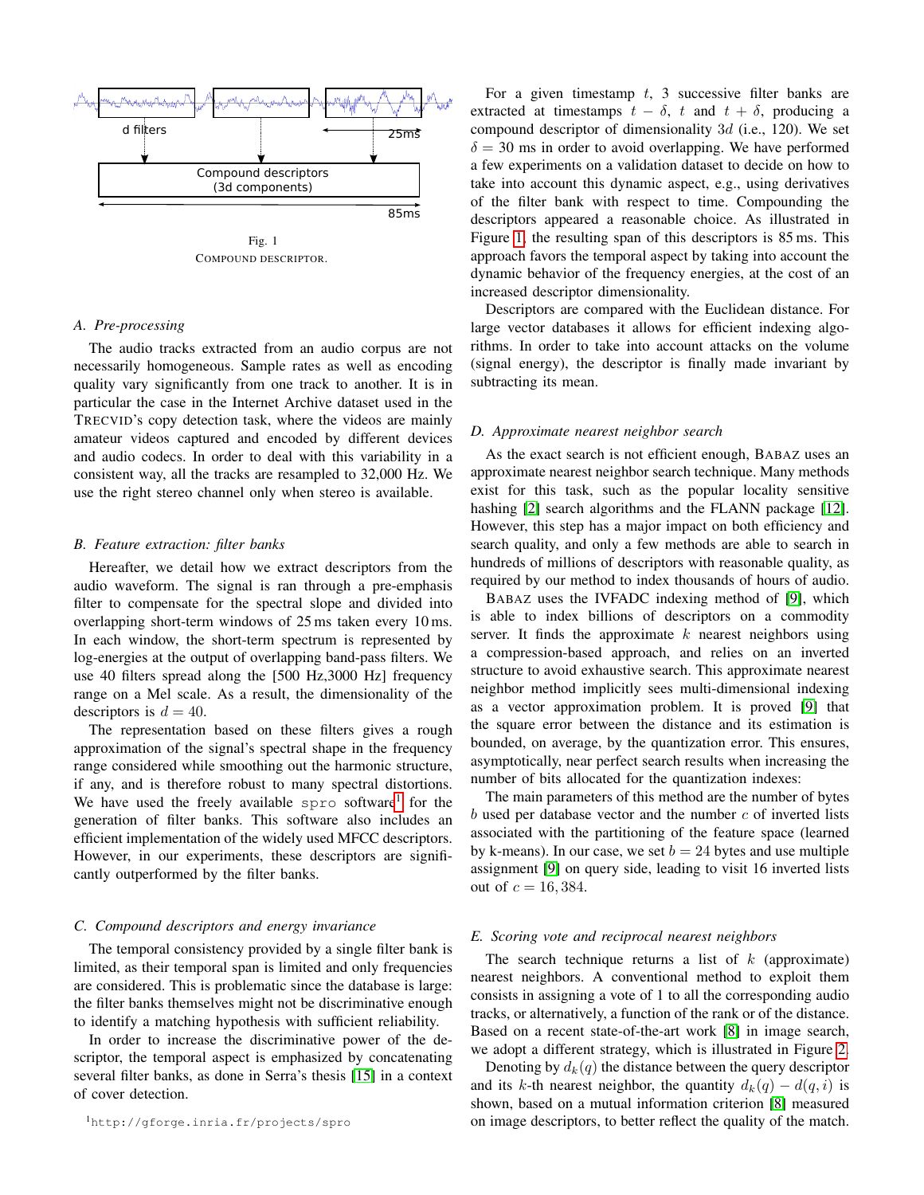d filters

25ms

Compound descriptors
(3d components)

85ms

Fig. 1
COMPOUND DESCRIPTOR.

### A. Pre-processing

The audio tracks extracted from an audio corpus are not necessarily homogeneous. Sample rates as well as encoding quality vary significantly from one track to another. It is in particular the case in the Internet Archive dataset used in the TRECVID's copy detection task, where the videos are mainly amateur videos captured and encoded by different devices and audio codecs. In order to deal with this variability in a consistent way, all the tracks are resampled to 32,000 Hz. We use the right stereo channel only when stereo is available.

### B. Feature extraction: filter banks

Hereafter, we detail how we extract descriptors from the audio waveform. The signal is ran through a pre-emphasis filter to compensate for the spectral slope and divided into overlapping short-term windows of 25 ms taken every 10 ms. In each window, the short-term spectrum is represented by log-energies at the output of overlapping band-pass filters. We use 40 filters spread along the [500 Hz,3000 Hz] frequency range on a Mel scale. As a result, the dimensionality of the descriptors is $d = 40$.

The representation based on these filters gives a rough approximation of the signal's spectral shape in the frequency range considered while smoothing out the harmonic structure, if any, and is therefore robust to many spectral distortions. We have used the freely available `spro` software[1] for the generation of filter banks. This software also includes an efficient implementation of the widely used MFCC descriptors. However, in our experiments, these descriptors are significantly outperformed by the filter banks.

### C. Compound descriptors and energy invariance

The temporal consistency provided by a single filter bank is limited, as their temporal span is limited and only frequencies are considered. This is problematic since the database is large: the filter banks themselves might not be discriminative enough to identify a matching hypothesis with sufficient reliability.

In order to increase the discriminative power of the descriptor, the temporal aspect is emphasized by concatenating several filter banks, as done in Serra's thesis [15] in a context of cover detection.

For a given timestamp $t$, 3 successive filter banks are extracted at timestamps $t - \delta$, $t$ and $t + \delta$, producing a compound descriptor of dimensionality $3d$ (i.e., 120). We set $\delta = 30$ ms in order to avoid overlapping. We have performed a few experiments on a validation dataset to decide on how to take into account this dynamic aspect, e.g., using derivatives of the filter bank with respect to time. Compounding the descriptors appeared a reasonable choice. As illustrated in Figure 1, the resulting span of this descriptors is 85 ms. This approach favors the temporal aspect by taking into account the dynamic behavior of the frequency energies, at the cost of an increased descriptor dimensionality.

Descriptors are compared with the Euclidean distance. For large vector databases it allows for efficient indexing algorithms. In order to take into account attacks on the volume (signal energy), the descriptor is finally made invariant by subtracting its mean.

### D. Approximate nearest neighbor search

As the exact search is not efficient enough, BABAZ uses an approximate nearest neighbor search technique. Many methods exist for this task, such as the popular locality sensitive hashing [2] search algorithms and the FLANN package [12]. However, this step has a major impact on both efficiency and search quality, and only a few methods are able to search in hundreds of millions of descriptors with reasonable quality, as required by our method to index thousands of hours of audio.

BABAZ uses the IVFADC indexing method of [9], which is able to index billions of descriptors on a commodity server. It finds the approximate $k$ nearest neighbors using a compression-based approach, and relies on an inverted structure to avoid exhaustive search. This approximate nearest neighbor method implicitly sees multi-dimensional indexing as a vector approximation problem. It is proved [9] that the square error between the distance and its estimation is bounded, on average, by the quantization error. This ensures, asymptotically, near perfect search results when increasing the number of bits allocated for the quantization indexes:

The main parameters of this method are the number of bytes $b$ used per database vector and the number $c$ of inverted lists associated with the partitioning of the feature space (learned by k-means). In our case, we set $b = 24$ bytes and use multiple assignment [9] on query side, leading to visit 16 inverted lists out of $c = 16,384$.

### E. Scoring vote and reciprocal nearest neighbors

The search technique returns a list of $k$ (approximate) nearest neighbors. A conventional method to exploit them consists in assigning a vote of 1 to all the corresponding audio tracks, or alternatively, a function of the rank or of the distance. Based on a recent state-of-the-art work [8] in image search, we adopt a different strategy, which is illustrated in Figure 2.

Denoting by $d_k(q)$ the distance between the query descriptor and its $k$-th nearest neighbor, the quantity $d_k(q) - d(q, i)$ is shown, based on a mutual information criterion [8] measured on image descriptors, to better reflect the quality of the match.

[1] http://gforge.inria.fr/projects/spro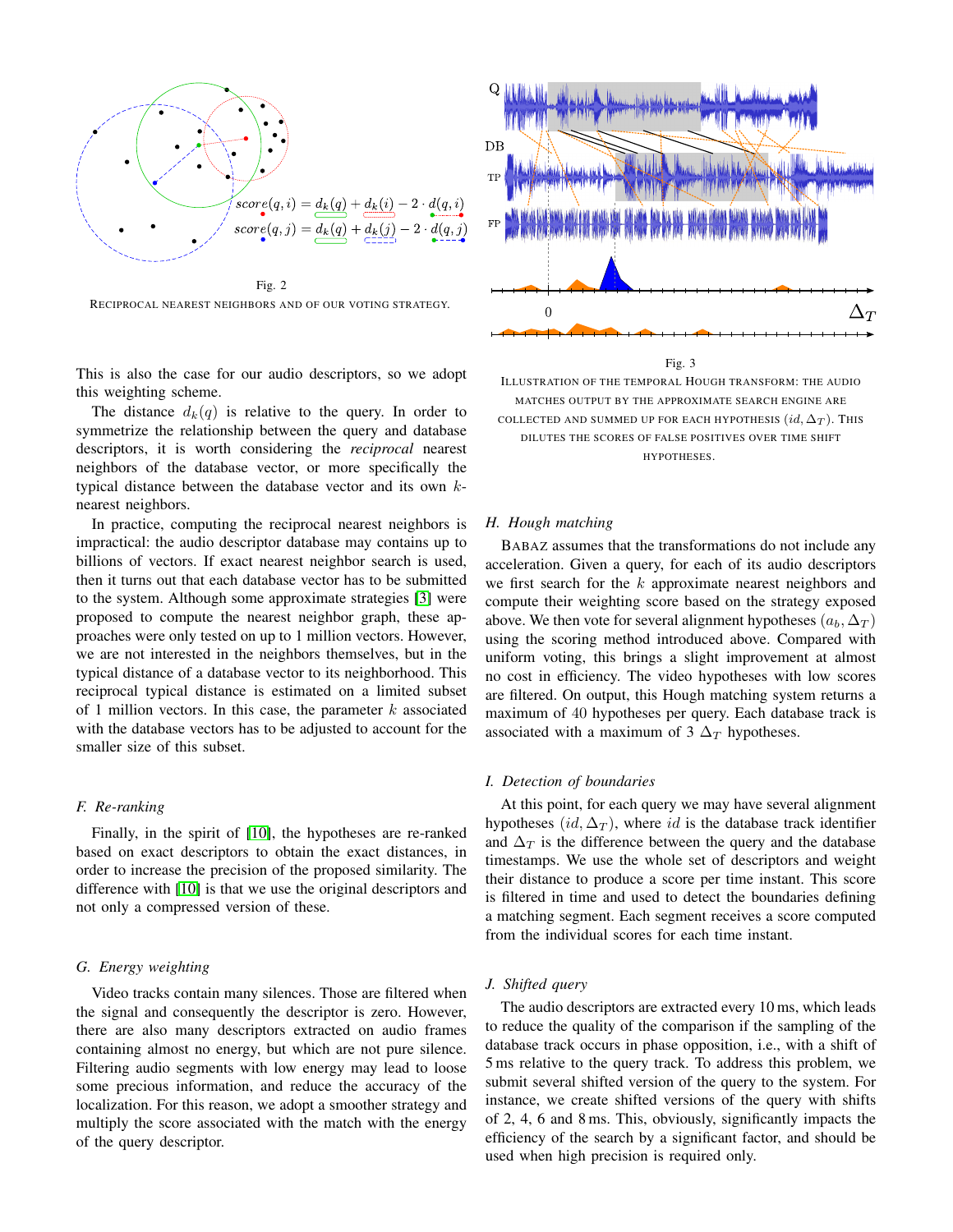$$score(q,i) = d_k(q) + d_k(i) - 2 \cdot d(q,i)$$

$$score(q,j) = d_k(q) + d_k(j) - 2 \cdot d(q,j)$$

Fig. 2

RECIPROCAL NEAREST NEIGHBORS AND OF OUR VOTING STRATEGY.

This is also the case for our audio descriptors, so we adopt this weighting scheme.

The distance $d_k(q)$ is relative to the query. In order to symmetrize the relationship between the query and database descriptors, it is worth considering the *reciprocal* nearest neighbors of the database vector, or more specifically the typical distance between the database vector and its own $k$-nearest neighbors.

In practice, computing the reciprocal nearest neighbors is impractical: the audio descriptor database may contains up to billions of vectors. If exact nearest neighbor search is used, then it turns out that each database vector has to be submitted to the system. Although some approximate strategies [3] were proposed to compute the nearest neighbor graph, these approaches were only tested on up to 1 million vectors. However, we are not interested in the neighbors themselves, but in the typical distance of a database vector to its neighborhood. This reciprocal typical distance is estimated on a limited subset of 1 million vectors. In this case, the parameter $k$ associated with the database vectors has to be adjusted to account for the smaller size of this subset.

### F. Re-ranking

Finally, in the spirit of [10], the hypotheses are re-ranked based on exact descriptors to obtain the exact distances, in order to increase the precision of the proposed similarity. The difference with [10] is that we use the original descriptors and not only a compressed version of these.

### G. Energy weighting

Video tracks contain many silences. Those are filtered when the signal and consequently the descriptor is zero. However, there are also many descriptors extracted on audio frames containing almost no energy, but which are not pure silence. Filtering audio segments with low energy may lead to loose some precious information, and reduce the accuracy of the localization. For this reason, we adopt a smoother strategy and multiply the score associated with the match with the energy of the query descriptor.

Fig. 3

ILLUSTRATION OF THE TEMPORAL HOUGH TRANSFORM: THE AUDIO MATCHES OUTPUT BY THE APPROXIMATE SEARCH ENGINE ARE COLLECTED AND SUMMED UP FOR EACH HYPOTHESIS $(id, \Delta_T)$. THIS DILUTES THE SCORES OF FALSE POSITIVES OVER TIME SHIFT HYPOTHESES.

### H. Hough matching

BABAZ assumes that the transformations do not include any acceleration. Given a query, for each of its audio descriptors we first search for the $k$ approximate nearest neighbors and compute their weighting score based on the strategy exposed above. We then vote for several alignment hypotheses $(a_b, \Delta_T)$ using the scoring method introduced above. Compared with uniform voting, this brings a slight improvement at almost no cost in efficiency. The video hypotheses with low scores are filtered. On output, this Hough matching system returns a maximum of 40 hypotheses per query. Each database track is associated with a maximum of 3 $\Delta_T$ hypotheses.

### I. Detection of boundaries

At this point, for each query we may have several alignment hypotheses $(id, \Delta_T)$, where $id$ is the database track identifier and $\Delta_T$ is the difference between the query and the database timestamps. We use the whole set of descriptors and weight their distance to produce a score per time instant. This score is filtered in time and used to detect the boundaries defining a matching segment. Each segment receives a score computed from the individual scores for each time instant.

### J. Shifted query

The audio descriptors are extracted every 10 ms, which leads to reduce the quality of the comparison if the sampling of the database track occurs in phase opposition, i.e., with a shift of 5 ms relative to the query track. To address this problem, we submit several shifted version of the query to the system. For instance, we create shifted versions of the query with shifts of 2, 4, 6 and 8 ms. This, obviously, significantly impacts the efficiency of the search by a significant factor, and should be used when high precision is required only.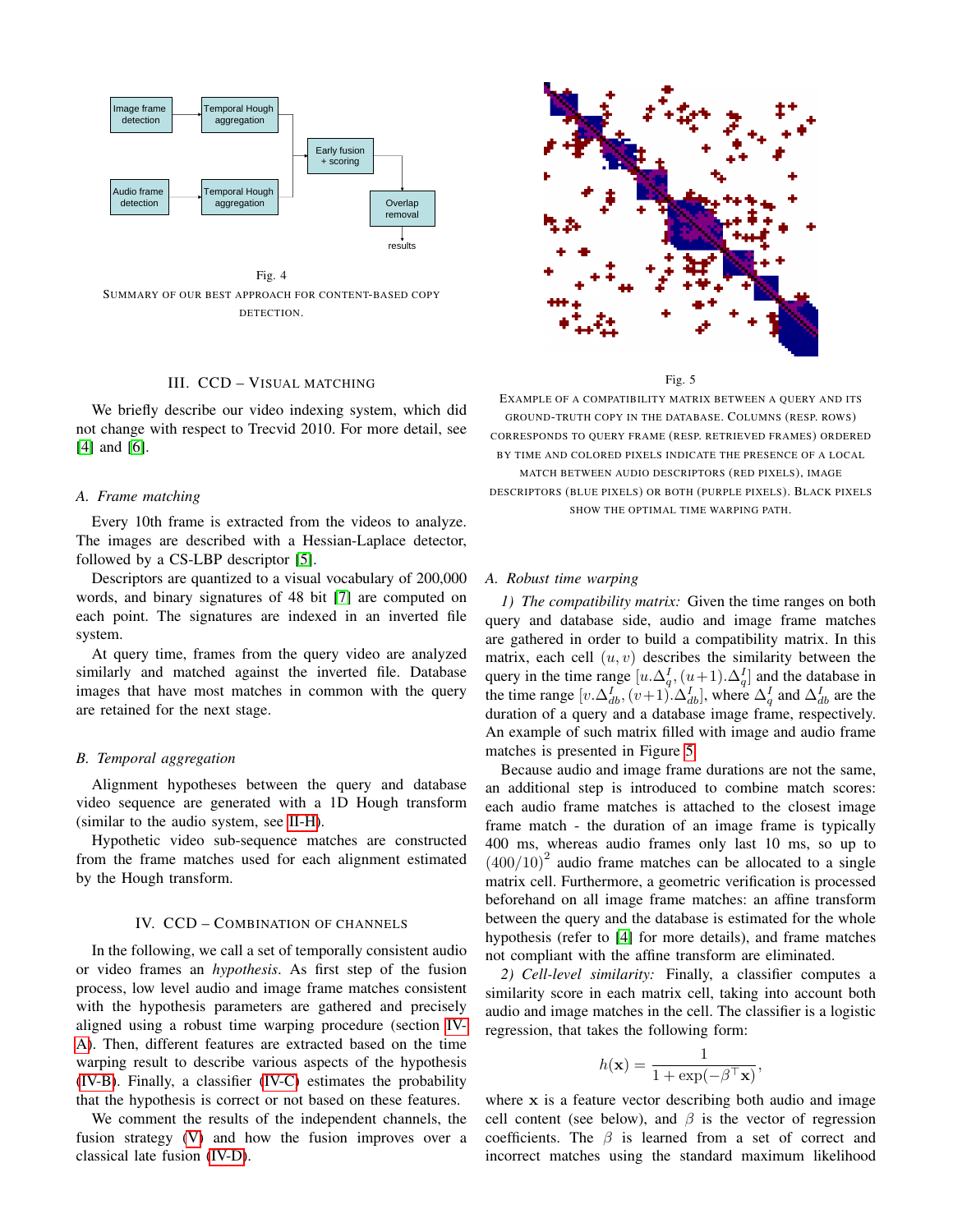Fig. 4

SUMMARY OF OUR BEST APPROACH FOR CONTENT-BASED COPY DETECTION.

## III. CCD – VISUAL MATCHING

We briefly describe our video indexing system, which did not change with respect to Trecvid 2010. For more detail, see [4] and [6].

### A. Frame matching

Every 10th frame is extracted from the videos to analyze. The images are described with a Hessian-Laplace detector, followed by a CS-LBP descriptor [5].

Descriptors are quantized to a visual vocabulary of 200,000 words, and binary signatures of 48 bit [7] are computed on each point. The signatures are indexed in an inverted file system.

At query time, frames from the query video are analyzed similarly and matched against the inverted file. Database images that have most matches in common with the query are retained for the next stage.

### B. Temporal aggregation

Alignment hypotheses between the query and database video sequence are generated with a 1D Hough transform (similar to the audio system, see II-H).

Hypothetic video sub-sequence matches are constructed from the frame matches used for each alignment estimated by the Hough transform.

## IV. CCD – COMBINATION OF CHANNELS

In the following, we call a set of temporally consistent audio or video frames an *hypothesis*. As first step of the fusion process, low level audio and image frame matches consistent with the hypothesis parameters are gathered and precisely aligned using a robust time warping procedure (section IV-A). Then, different features are extracted based on the time warping result to describe various aspects of the hypothesis (IV-B). Finally, a classifier (IV-C) estimates the probability that the hypothesis is correct or not based on these features.

We comment the results of the independent channels, the fusion strategy (V) and how the fusion improves over a classical late fusion (IV-D).

Fig. 5

EXAMPLE OF A COMPATIBILITY MATRIX BETWEEN A QUERY AND ITS GROUND-TRUTH COPY IN THE DATABASE. COLUMNS (RESP. ROWS) CORRESPONDS TO QUERY FRAME (RESP. RETRIEVED FRAMES) ORDERED BY TIME AND COLORED PIXELS INDICATE THE PRESENCE OF A LOCAL MATCH BETWEEN AUDIO DESCRIPTORS (RED PIXELS), IMAGE DESCRIPTORS (BLUE PIXELS) OR BOTH (PURPLE PIXELS). BLACK PIXELS SHOW THE OPTIMAL TIME WARPING PATH.

### A. Robust time warping

*1) The compatibility matrix:* Given the time ranges on both query and database side, audio and image frame matches are gathered in order to build a compatibility matrix. In this matrix, each cell $(u, v)$ describes the similarity between the query in the time range $[u.\Delta_q^I, (u+1).\Delta_q^I]$ and the database in the time range $[v.\Delta_{db}^I, (v+1).\Delta_{db}^I]$, where $\Delta_q^I$ and $\Delta_{db}^I$ are the duration of a query and a database image frame, respectively. An example of such matrix filled with image and audio frame matches is presented in Figure 5.

Because audio and image frame durations are not the same, an additional step is introduced to combine match scores: each audio frame matches is attached to the closest image frame match - the duration of an image frame is typically 400 ms, whereas audio frames only last 10 ms, so up to $(400/10)^2$ audio frame matches can be allocated to a single matrix cell. Furthermore, a geometric verification is processed beforehand on all image frame matches: an affine transform between the query and the database is estimated for the whole hypothesis (refer to [4] for more details), and frame matches not compliant with the affine transform are eliminated.

*2) Cell-level similarity:* Finally, a classifier computes a similarity score in each matrix cell, taking into account both audio and image matches in the cell. The classifier is a logistic regression, that takes the following form:

$$h(\mathbf{x}) = \frac{1}{1 + \exp(-\beta^\top \mathbf{x})},$$

where $\mathbf{x}$ is a feature vector describing both audio and image cell content (see below), and $\beta$ is the vector of regression coefficients. The $\beta$ is learned from a set of correct and incorrect matches using the standard maximum likelihood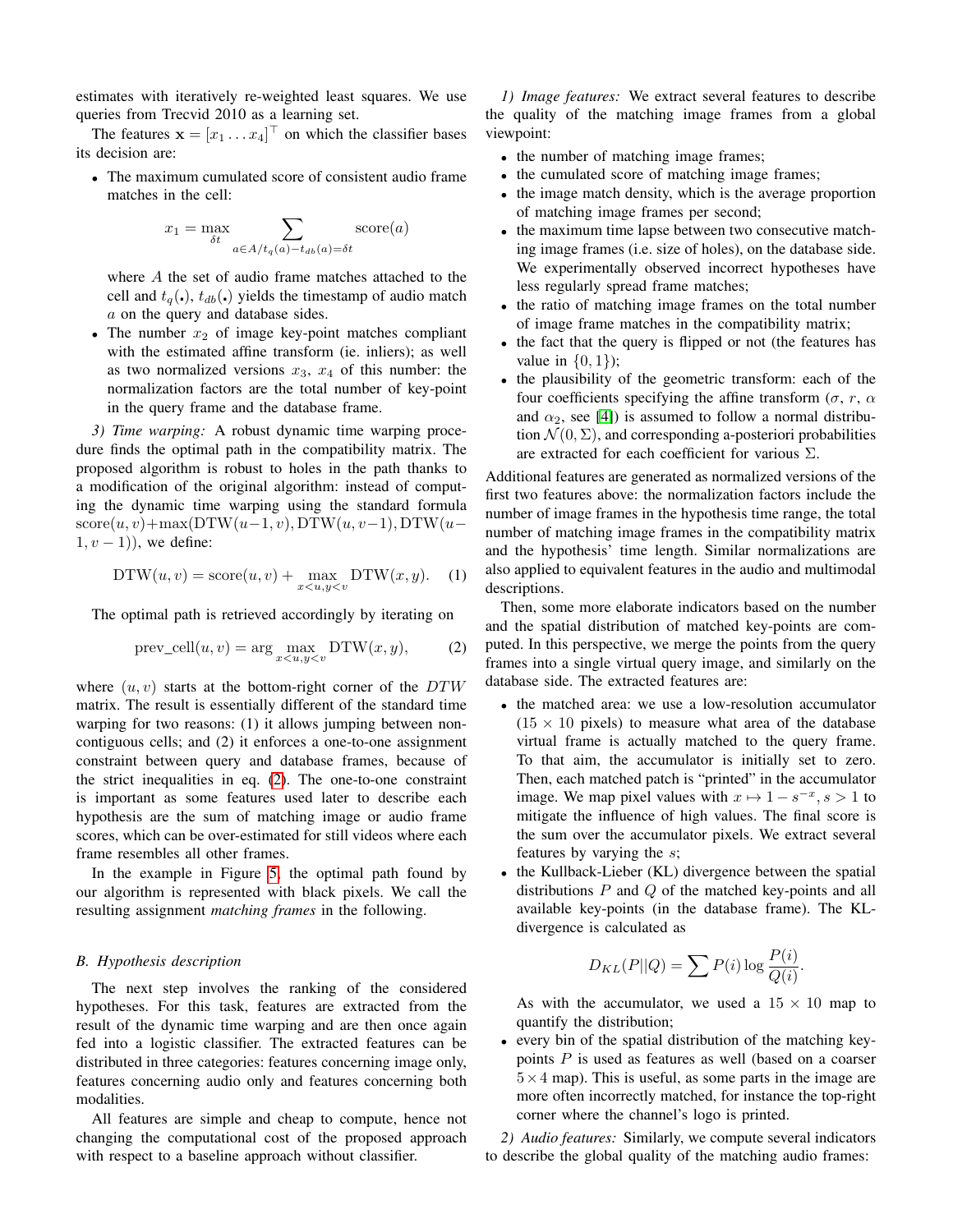estimates with iteratively re-weighted least squares. We use queries from Trecvid 2010 as a learning set.

The features $\mathbf{x} = [x_1 \dots x_4]^\top$ on which the classifier bases its decision are:

- The maximum cumulated score of consistent audio frame matches in the cell:

$$x_1 = \max_{\delta t} \sum_{a \in A / t_q(a) - t_{db}(a) = \delta t} \text{score}(a)$$

  where $A$ the set of audio frame matches attached to the cell and $t_q(.)$, $t_{db}(.)$ yields the timestamp of audio match $a$ on the query and database sides.
- The number $x_2$ of image key-point matches compliant with the estimated affine transform (ie. inliers); as well as two normalized versions $x_3$, $x_4$ of this number: the normalization factors are the total number of key-point in the query frame and the database frame.

*3) Time warping:* A robust dynamic time warping procedure finds the optimal path in the compatibility matrix. The proposed algorithm is robust to holes in the path thanks to a modification of the original algorithm: instead of computing the dynamic time warping using the standard formula $\text{score}(u, v) + \max(\text{DTW}(u-1, v), \text{DTW}(u, v-1), \text{DTW}(u-1, v-1))$, we define:

$$\text{DTW}(u, v) = \text{score}(u, v) + \max_{x<u, y<v} \text{DTW}(x, y). \quad (1)$$

The optimal path is retrieved accordingly by iterating on

$$\text{prev\_cell}(u, v) = \arg \max_{x<u, y<v} \text{DTW}(x, y), \quad (2)$$

where $(u, v)$ starts at the bottom-right corner of the $DTW$ matrix. The result is essentially different of the standard time warping for two reasons: (1) it allows jumping between non-contiguous cells; and (2) it enforces a one-to-one assignment constraint between query and database frames, because of the strict inequalities in eq. (2). The one-to-one constraint is important as some features used later to describe each hypothesis are the sum of matching image or audio frame scores, which can be over-estimated for still videos where each frame resembles all other frames.

In the example in Figure 5, the optimal path found by our algorithm is represented with black pixels. We call the resulting assignment *matching frames* in the following.

### B. Hypothesis description

The next step involves the ranking of the considered hypotheses. For this task, features are extracted from the result of the dynamic time warping and are then once again fed into a logistic classifier. The extracted features can be distributed in three categories: features concerning image only, features concerning audio only and features concerning both modalities.

All features are simple and cheap to compute, hence not changing the computational cost of the proposed approach with respect to a baseline approach without classifier.

*1) Image features:* We extract several features to describe the quality of the matching image frames from a global viewpoint:

- the number of matching image frames;
- the cumulated score of matching image frames;
- the image match density, which is the average proportion of matching image frames per second;
- the maximum time lapse between two consecutive matching image frames (i.e. size of holes), on the database side. We experimentally observed incorrect hypotheses have less regularly spread frame matches;
- the ratio of matching image frames on the total number of image frame matches in the compatibility matrix;
- the fact that the query is flipped or not (the features has value in $\{0, 1\}$);
- the plausibility of the geometric transform: each of the four coefficients specifying the affine transform ($\sigma$, $r$, $\alpha$ and $\alpha_2$, see [4]) is assumed to follow a normal distribution $\mathcal{N}(0, \Sigma)$, and corresponding a-posteriori probabilities are extracted for each coefficient for various $\Sigma$.

Additional features are generated as normalized versions of the first two features above: the normalization factors include the number of image frames in the hypothesis time range, the total number of matching image frames in the compatibility matrix and the hypothesis' time length. Similar normalizations are also applied to equivalent features in the audio and multimodal descriptions.

Then, some more elaborate indicators based on the number and the spatial distribution of matched key-points are computed. In this perspective, we merge the points from the query frames into a single virtual query image, and similarly on the database side. The extracted features are:

- the matched area: we use a low-resolution accumulator ($15 \times 10$ pixels) to measure what area of the database virtual frame is actually matched to the query frame. To that aim, the accumulator is initially set to zero. Then, each matched patch is "printed" in the accumulator image. We map pixel values with $x \mapsto 1 - s^{-x}, s > 1$ to mitigate the influence of high values. The final score is the sum over the accumulator pixels. We extract several features by varying the $s$;
- the Kullback-Lieber (KL) divergence between the spatial distributions $P$ and $Q$ of the matched key-points and all available key-points (in the database frame). The KL-divergence is calculated as

$$D_{KL}(P||Q) = \sum P(i) \log \frac{P(i)}{Q(i)}.$$

  As with the accumulator, we used a $15 \times 10$ map to quantify the distribution;
- every bin of the spatial distribution of the matching key-points $P$ is used as features as well (based on a coarser $5 \times 4$ map). This is useful, as some parts in the image are more often incorrectly matched, for instance the top-right corner where the channel's logo is printed.

*2) Audio features:* Similarly, we compute several indicators to describe the global quality of the matching audio frames: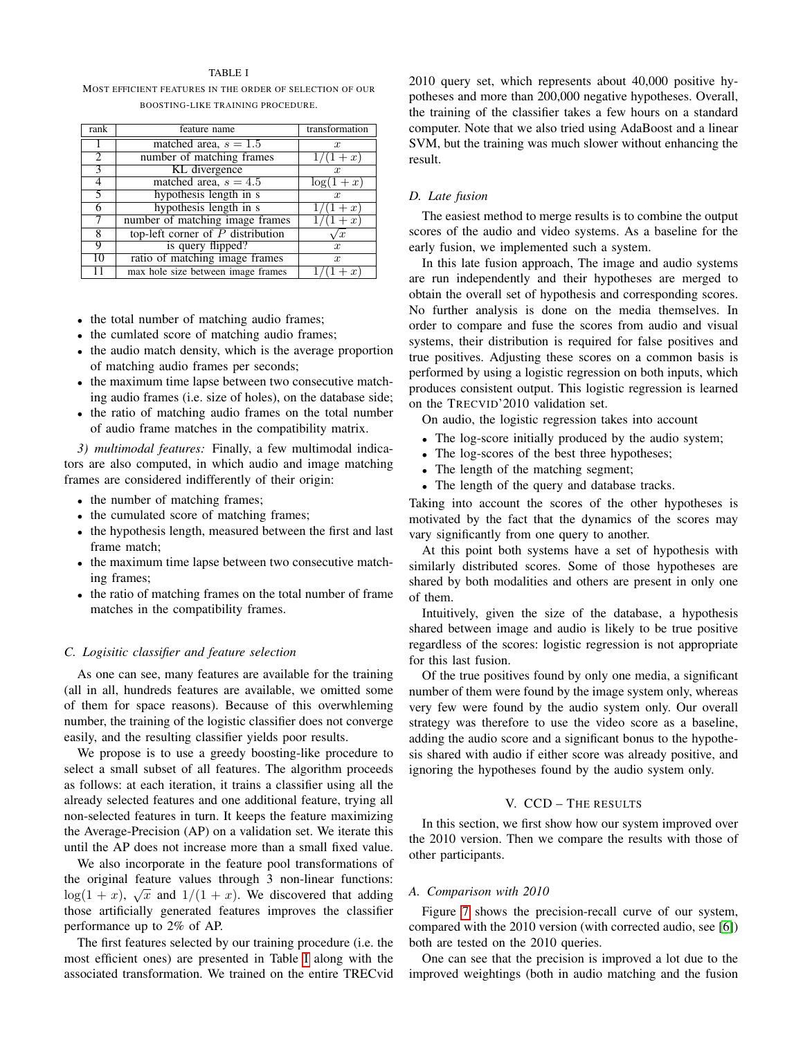TABLE I

MOST EFFICIENT FEATURES IN THE ORDER OF SELECTION OF OUR BOOSTING-LIKE TRAINING PROCEDURE.

| rank | feature name | transformation |
|---|---|---|
| 1 | matched area, $s = 1.5$ | $x$ |
| 2 | number of matching frames | $1/(1+x)$ |
| 3 | KL divergence | $x$ |
| 4 | matched area, $s = 4.5$ | $\log(1+x)$ |
| 5 | hypothesis length in s | $x$ |
| 6 | hypothesis length in s | $1/(1+x)$ |
| 7 | number of matching image frames | $1/(1+x)$ |
| 8 | top-left corner of $P$ distribution | $\sqrt{x}$ |
| 9 | is query flipped? | $x$ |
| 10 | ratio of matching image frames | $x$ |
| 11 | max hole size between image frames | $1/(1+x)$ |

- the total number of matching audio frames;
- the cumlated score of matching audio frames;
- the audio match density, which is the average proportion of matching audio frames per seconds;
- the maximum time lapse between two consecutive matching audio frames (i.e. size of holes), on the database side;
- the ratio of matching audio frames on the total number of audio frame matches in the compatibility matrix.

*3) multimodal features:* Finally, a few multimodal indicators are also computed, in which audio and image matching frames are considered indifferently of their origin:

- the number of matching frames;
- the cumulated score of matching frames;
- the hypothesis length, measured between the first and last frame match;
- the maximum time lapse between two consecutive matching frames;
- the ratio of matching frames on the total number of frame matches in the compatibility frames.

### C. Logisitic classifier and feature selection

As one can see, many features are available for the training (all in all, hundreds features are available, we omitted some of them for space reasons). Because of this overwhleming number, the training of the logistic classifier does not converge easily, and the resulting classifier yields poor results.

We propose is to use a greedy boosting-like procedure to select a small subset of all features. The algorithm proceeds as follows: at each iteration, it trains a classifier using all the already selected features and one additional feature, trying all non-selected features in turn. It keeps the feature maximizing the Average-Precision (AP) on a validation set. We iterate this until the AP does not increase more than a small fixed value.

We also incorporate in the feature pool transformations of the original feature values through 3 non-linear functions: $\log(1+x)$, $\sqrt{x}$ and $1/(1+x)$. We discovered that adding those artificially generated features improves the classifier performance up to 2% of AP.

The first features selected by our training procedure (i.e. the most efficient ones) are presented in Table I along with the associated transformation. We trained on the entire TRECvid 2010 query set, which represents about 40,000 positive hypotheses and more than 200,000 negative hypotheses. Overall, the training of the classifier takes a few hours on a standard computer. Note that we also tried using AdaBoost and a linear SVM, but the training was much slower without enhancing the result.

### D. Late fusion

The easiest method to merge results is to combine the output scores of the audio and video systems. As a baseline for the early fusion, we implemented such a system.

In this late fusion approach, The image and audio systems are run independently and their hypotheses are merged to obtain the overall set of hypothesis and corresponding scores. No further analysis is done on the media themselves. In order to compare and fuse the scores from audio and visual systems, their distribution is required for false positives and true positives. Adjusting these scores on a common basis is performed by using a logistic regression on both inputs, which produces consistent output. This logistic regression is learned on the TRECVID'2010 validation set.

On audio, the logistic regression takes into account

- The log-score initially produced by the audio system;
- The log-scores of the best three hypotheses;
- The length of the matching segment;
- The length of the query and database tracks.

Taking into account the scores of the other hypotheses is motivated by the fact that the dynamics of the scores may vary significantly from one query to another.

At this point both systems have a set of hypothesis with similarly distributed scores. Some of those hypotheses are shared by both modalities and others are present in only one of them.

Intuitively, given the size of the database, a hypothesis shared between image and audio is likely to be true positive regardless of the scores: logistic regression is not appropriate for this last fusion.

Of the true positives found by only one media, a significant number of them were found by the image system only, whereas very few were found by the audio system only. Our overall strategy was therefore to use the video score as a baseline, adding the audio score and a significant bonus to the hypothesis shared with audio if either score was already positive, and ignoring the hypotheses found by the audio system only.

## V. CCD – THE RESULTS

In this section, we first show how our system improved over the 2010 version. Then we compare the results with those of other participants.

### A. Comparison with 2010

Figure 7 shows the precision-recall curve of our system, compared with the 2010 version (with corrected audio, see [6]) both are tested on the 2010 queries.

One can see that the precision is improved a lot due to the improved weightings (both in audio matching and the fusion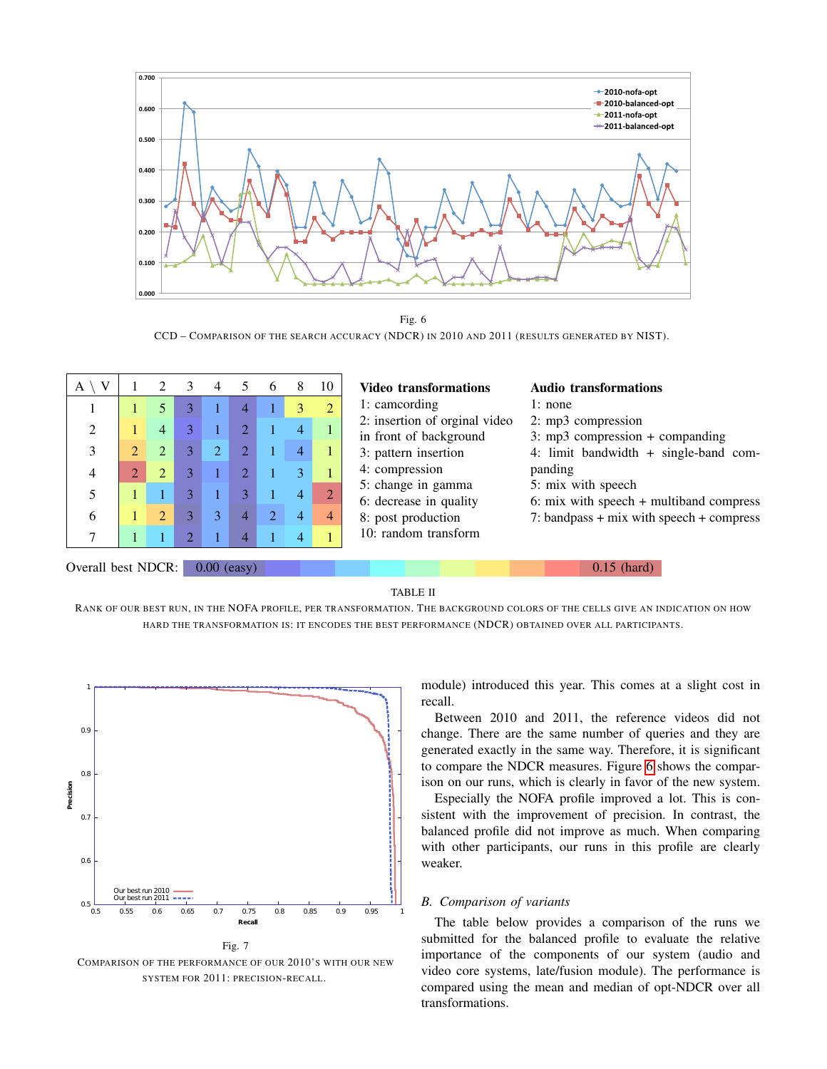Fig. 6

CCD – Comparison of the search accuracy (NDCR) in 2010 and 2011 (results generated by NIST).

| A \ V | 1 | 2 | 3 | 4 | 5 | 6 | 8 | 10 |
|---|---|---|---|---|---|---|---|---|
| 1 | 1 | 5 | 3 | 1 | 4 | 1 | 3 | 2 |
| 2 | 1 | 4 | 3 | 1 | 2 | 1 | 4 | 1 |
| 3 | 2 | 2 | 3 | 2 | 2 | 1 | 4 | 1 |
| 4 | 2 | 2 | 3 | 1 | 2 | 1 | 3 | 1 |
| 5 | 1 | 1 | 3 | 1 | 3 | 1 | 4 | 2 |
| 6 | 1 | 2 | 3 | 3 | 4 | 2 | 4 | 4 |
| 7 | 1 | 1 | 2 | 1 | 4 | 1 | 4 | 1 |

**Video transformations**
1: camcording
2: insertion of orginal video in front of background
3: pattern insertion
4: compression
5: change in gamma
6: decrease in quality
8: post production
10: random transform

**Audio transformations**
1: none
2: mp3 compression
3: mp3 compression + companding
4: limit bandwidth + single-band companding
5: mix with speech
6: mix with speech + multiband compress
7: bandpass + mix with speech + compress

Overall best NDCR: 0.00 (easy) … 0.15 (hard)

TABLE II

Rank of our best run, in the NOFA profile, per transformation. The background colors of the cells give an indication on how hard the transformation is: it encodes the best performance (NDCR) obtained over all participants.

Fig. 7

Comparison of the performance of our 2010's with our new system for 2011: precision-recall.

module) introduced this year. This comes at a slight cost in recall.

Between 2010 and 2011, the reference videos did not change. There are the same number of queries and they are generated exactly in the same way. Therefore, it is significant to compare the NDCR measures. Figure 6 shows the comparison on our runs, which is clearly in favor of the new system.

Especially the NOFA profile improved a lot. This is consistent with the improvement of precision. In contrast, the balanced profile did not improve as much. When comparing with other participants, our runs in this profile are clearly weaker.

### *B. Comparison of variants*

The table below provides a comparison of the runs we submitted for the balanced profile to evaluate the relative importance of the components of our system (audio and video core systems, late/fusion module). The performance is compared using the mean and median of opt-NDCR over all transformations.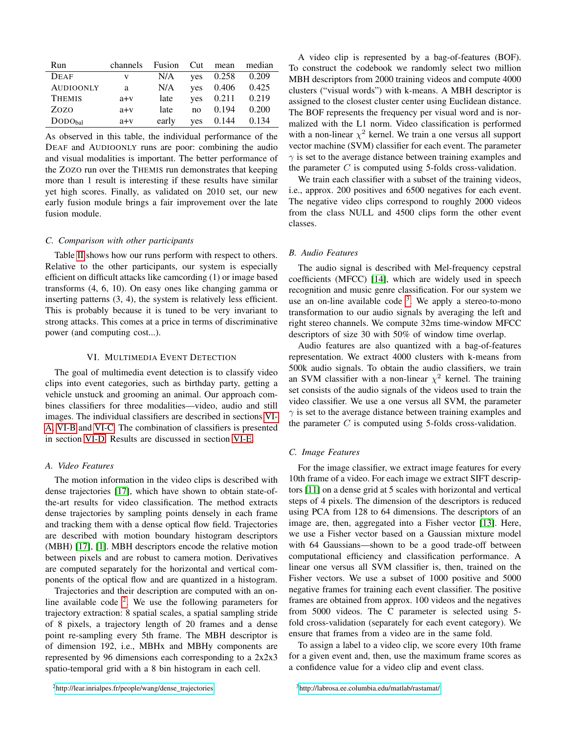| Run | channels | Fusion | Cut | mean | median |
|---|---|---|---|---|---|
| DEAF | v | N/A | yes | 0.258 | 0.209 |
| AUDIOONLY | a | N/A | yes | 0.406 | 0.425 |
| THEMIS | a+v | late | yes | 0.211 | 0.219 |
| ZOZO | a+v | late | no | 0.194 | 0.200 |
| DODO$_{bal}$ | a+v | early | yes | 0.144 | 0.134 |

As observed in this table, the individual performance of the DEAF and AUDIOONLY runs are poor: combining the audio and visual modalities is important. The better performance of the ZOZO run over the THEMIS run demonstrates that keeping more than 1 result is interesting if these results have similar yet high scores. Finally, as validated on 2010 set, our new early fusion module brings a fair improvement over the late fusion module.

### C. Comparison with other participants

Table II shows how our runs perform with respect to others. Relative to the other participants, our system is especially efficient on difficult attacks like camcording (1) or image based transforms (4, 6, 10). On easy ones like changing gamma or inserting patterns (3, 4), the system is relatively less efficient. This is probably because it is tuned to be very invariant to strong attacks. This comes at a price in terms of discriminative power (and computing cost...).

## VI. Multimedia Event Detection

The goal of multimedia event detection is to classify video clips into event categories, such as birthday party, getting a vehicle unstuck and grooming an animal. Our approach combines classifiers for three modalities—video, audio and still images. The individual classifiers are described in sections VI-A, VI-B and VI-C. The combination of classifiers is presented in section VI-D. Results are discussed in section VI-E.

### A. Video Features

The motion information in the video clips is described with dense trajectories [17], which have shown to obtain state-of-the-art results for video classification. The method extracts dense trajectories by sampling points densely in each frame and tracking them with a dense optical flow field. Trajectories are described with motion boundary histogram descriptors (MBH) [17], [1]. MBH descriptors encode the relative motion between pixels and are robust to camera motion. Derivatives are computed separately for the horizontal and vertical components of the optical flow and are quantized in a histogram.

Trajectories and their description are computed with an on-line available code [2]. We use the following parameters for trajectory extraction: 8 spatial scales, a spatial sampling stride of 8 pixels, a trajectory length of 20 frames and a dense point re-sampling every 5th frame. The MBH descriptor is of dimension 192, i.e., MBHx and MBHy components are represented by 96 dimensions each corresponding to a 2x2x3 spatio-temporal grid with a 8 bin histogram in each cell.

A video clip is represented by a bag-of-features (BOF). To construct the codebook we randomly select two million MBH descriptors from 2000 training videos and compute 4000 clusters ("visual words") with k-means. A MBH descriptor is assigned to the closest cluster center using Euclidean distance. The BOF represents the frequency per visual word and is normalized with the L1 norm. Video classification is performed with a non-linear $\chi^2$ kernel. We train a one versus all support vector machine (SVM) classifier for each event. The parameter $\gamma$ is set to the average distance between training examples and the parameter $C$ is computed using 5-folds cross-validation.

We train each classifier with a subset of the training videos, i.e., approx. 200 positives and 6500 negatives for each event. The negative video clips correspond to roughly 2000 videos from the class NULL and 4500 clips form the other event classes.

### B. Audio Features

The audio signal is described with Mel-frequency cepstral coefficients (MFCC) [14], which are widely used in speech recognition and music genre classification. For our system we use an on-line available code [3]. We apply a stereo-to-mono transformation to our audio signals by averaging the left and right stereo channels. We compute 32ms time-window MFCC descriptors of size 30 with 50% of window time overlap.

Audio features are also quantized with a bag-of-features representation. We extract 4000 clusters with k-means from 500k audio signals. To obtain the audio classifiers, we train an SVM classifier with a non-linear $\chi^2$ kernel. The training set consists of the audio signals of the videos used to train the video classifier. We use a one versus all SVM, the parameter $\gamma$ is set to the average distance between training examples and the parameter $C$ is computed using 5-folds cross-validation.

### C. Image Features

For the image classifier, we extract image features for every 10th frame of a video. For each image we extract SIFT descriptors [11] on a dense grid at 5 scales with horizontal and vertical steps of 4 pixels. The dimension of the descriptors is reduced using PCA from 128 to 64 dimensions. The descriptors of an image are, then, aggregated into a Fisher vector [13]. Here, we use a Fisher vector based on a Gaussian mixture model with 64 Gaussians—shown to be a good trade-off between computational efficiency and classification performance. A linear one versus all SVM classifier is, then, trained on the Fisher vectors. We use a subset of 1000 positive and 5000 negative frames for training each event classifier. The positive frames are obtained from approx. 100 videos and the negatives from 5000 videos. The C parameter is selected using 5-fold cross-validation (separately for each event category). We ensure that frames from a video are in the same fold.

To assign a label to a video clip, we score every 10th frame for a given event and, then, use the maximum frame scores as a confidence value for a video clip and event class.

[2] http://lear.inrialpes.fr/people/wang/dense_trajectories

[3] http://labrosa.ee.columbia.edu/matlab/rastamat/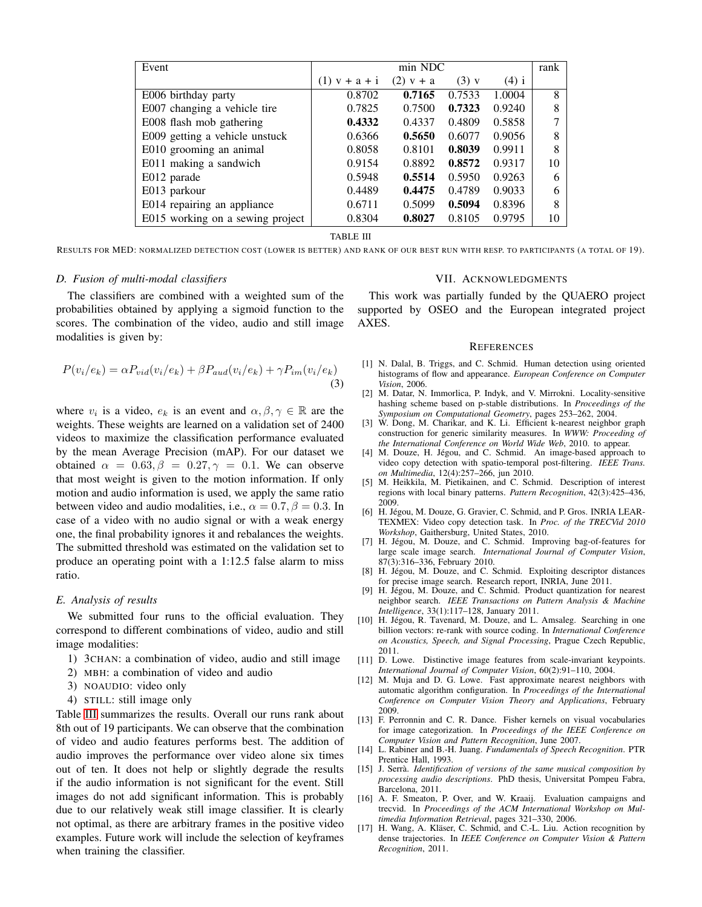| Event | min NDC | | | | rank |
|---|---|---|---|---|---|
| | (1) v + a + i | (2) v + a | (3) v | (4) i | |
| E006 birthday party | 0.8702 | **0.7165** | 0.7533 | 1.0004 | 8 |
| E007 changing a vehicle tire | 0.7825 | 0.7500 | **0.7323** | 0.9240 | 8 |
| E008 flash mob gathering | **0.4332** | 0.4337 | 0.4809 | 0.5858 | 7 |
| E009 getting a vehicle unstuck | 0.6366 | **0.5650** | 0.6077 | 0.9056 | 8 |
| E010 grooming an animal | 0.8058 | 0.8101 | **0.8039** | 0.9911 | 8 |
| E011 making a sandwich | 0.9154 | 0.8892 | **0.8572** | 0.9317 | 10 |
| E012 parade | 0.5948 | **0.5514** | 0.5950 | 0.9263 | 6 |
| E013 parkour | 0.4489 | **0.4475** | 0.4789 | 0.9033 | 6 |
| E014 repairing an appliance | 0.6711 | 0.5099 | **0.5094** | 0.8396 | 8 |
| E015 working on a sewing project | 0.8304 | **0.8027** | 0.8105 | 0.9795 | 10 |

TABLE III

RESULTS FOR MED: NORMALIZED DETECTION COST (LOWER IS BETTER) AND RANK OF OUR BEST RUN WITH RESP. TO PARTICIPANTS (A TOTAL OF 19).

### D. Fusion of multi-modal classifiers

The classifiers are combined with a weighted sum of the probabilities obtained by applying a sigmoid function to the scores. The combination of the video, audio and still image modalities is given by:

$$P(v_i/e_k) = \alpha P_{vid}(v_i/e_k) + \beta P_{aud}(v_i/e_k) + \gamma P_{im}(v_i/e_k) \tag{3}$$

where $v_i$ is a video, $e_k$ is an event and $\alpha, \beta, \gamma \in \mathbb{R}$ are the weights. These weights are learned on a validation set of 2400 videos to maximize the classification performance evaluated by the mean Average Precision (mAP). For our dataset we obtained $\alpha = 0.63, \beta = 0.27, \gamma = 0.1$. We can observe that most weight is given to the motion information. If only motion and audio information is used, we apply the same ratio between video and audio modalities, i.e., $\alpha = 0.7, \beta = 0.3$. In case of a video with no audio signal or with a weak energy one, the final probability ignores it and rebalances the weights. The submitted threshold was estimated on the validation set to produce an operating point with a 1:12.5 false alarm to miss ratio.

### E. Analysis of results

We submitted four runs to the official evaluation. They correspond to different combinations of video, audio and still image modalities:

1) 3CHAN: a combination of video, audio and still image
2) MBH: a combination of video and audio
3) NOAUDIO: video only
4) STILL: still image only

Table III summarizes the results. Overall our runs rank about 8th out of 19 participants. We can observe that the combination of video and audio features performs best. The addition of audio improves the performance over video alone six times out of ten. It does not help or slightly degrade the results if the audio information is not significant for the event. Still images do not add significant information. This is probably due to our relatively weak still image classifier. It is clearly not optimal, as there are arbitrary frames in the positive video examples. Future work will include the selection of keyframes when training the classifier.

## VII. ACKNOWLEDGMENTS

This work was partially funded by the QUAERO project supported by OSEO and the European integrated project AXES.

## REFERENCES

[1] N. Dalal, B. Triggs, and C. Schmid. Human detection using oriented histograms of flow and appearance. *European Conference on Computer Vision*, 2006.

[2] M. Datar, N. Immorlica, P. Indyk, and V. Mirrokni. Locality-sensitive hashing scheme based on p-stable distributions. In *Proceedings of the Symposium on Computational Geometry*, pages 253–262, 2004.

[3] W. Dong, M. Charikar, and K. Li. Efficient k-nearest neighbor graph construction for generic similarity measures. In *WWW: Proceeding of the International Conference on World Wide Web*, 2010. to appear.

[4] M. Douze, H. Jégou, and C. Schmid. An image-based approach to video copy detection with spatio-temporal post-filtering. *IEEE Trans. on Multimedia*, 12(4):257–266, jun 2010.

[5] M. Heikkila, M. Pietikainen, and C. Schmid. Description of interest regions with local binary patterns. *Pattern Recognition*, 42(3):425–436, 2009.

[6] H. Jégou, M. Douze, G. Gravier, C. Schmid, and P. Gros. INRIA LEAR-TEXMEX: Video copy detection task. In *Proc. of the TRECVid 2010 Workshop*, Gaithersburg, United States, 2010.

[7] H. Jégou, M. Douze, and C. Schmid. Improving bag-of-features for large scale image search. *International Journal of Computer Vision*, 87(3):316–336, February 2010.

[8] H. Jégou, M. Douze, and C. Schmid. Exploiting descriptor distances for precise image search. Research report, INRIA, June 2011.

[9] H. Jégou, M. Douze, and C. Schmid. Product quantization for nearest neighbor search. *IEEE Transactions on Pattern Analysis & Machine Intelligence*, 33(1):117–128, January 2011.

[10] H. Jégou, R. Tavenard, M. Douze, and L. Amsaleg. Searching in one billion vectors: re-rank with source coding. In *International Conference on Acoustics, Speech, and Signal Processing*, Prague Czech Republic, 2011.

[11] D. Lowe. Distinctive image features from scale-invariant keypoints. *International Journal of Computer Vision*, 60(2):91–110, 2004.

[12] M. Muja and D. G. Lowe. Fast approximate nearest neighbors with automatic algorithm configuration. In *Proceedings of the International Conference on Computer Vision Theory and Applications*, February 2009.

[13] F. Perronnin and C. R. Dance. Fisher kernels on visual vocabularies for image categorization. In *Proceedings of the IEEE Conference on Computer Vision and Pattern Recognition*, June 2007.

[14] L. Rabiner and B.-H. Juang. *Fundamentals of Speech Recognition*. PTR Prentice Hall, 1993.

[15] J. Serrà. *Identification of versions of the same musical composition by processing audio descriptions*. PhD thesis, Universitat Pompeu Fabra, Barcelona, 2011.

[16] A. F. Smeaton, P. Over, and W. Kraaij. Evaluation campaigns and trecvid. In *Proceedings of the ACM International Workshop on Multimedia Information Retrieval*, pages 321–330, 2006.

[17] H. Wang, A. Kläser, C. Schmid, and C.-L. Liu. Action recognition by dense trajectories. In *IEEE Conference on Computer Vision & Pattern Recognition*, 2011.